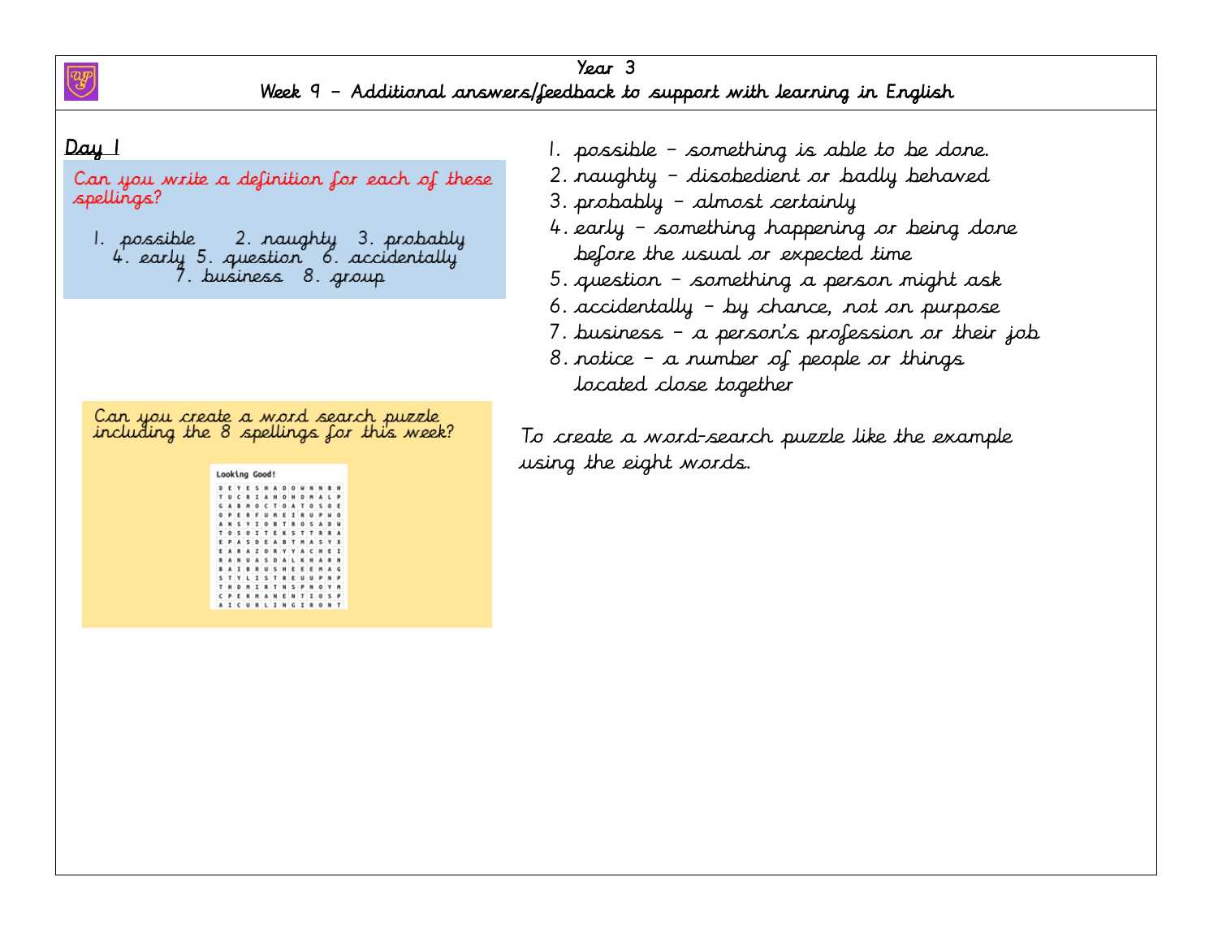# Year 3

## Week 9 – Additional answers/feedback to support with learning in English

### Day 1

Can you write a definition for each of these spellings?

1. possible 2. naughty 3. probably 4. early 5. question 6. accidentally 7. business 8. group

1. possible – something is able to be done.
2. naughty – disobedient or badly behaved
3. probably – almost certainly
4. early – something happening or being done before the usual or expected time
5. question – something a person might ask
6. accidentally – by chance, not on purpose
7. business – a person's profession or their job
8. notice – a number of people or things located close together

Can you create a word search puzzle including the 8 spellings for this week?

Looking Good!

```
D E Y E S H A D O W N N B H
T U C R I A N O H D M A L P
G A B M O C T O A T O S O E
O P E R F U M E I R U P W O
A N S Y I O B T R O S A D W
T O S O I T E K S T T R R A
E P A S D E A B T M A S Y X
E A R A Z O R Y Y A C H E I
R A N U A S D A L K H A R N
B A I B R U S H E E E M A G
S T Y L I S T R E U U P N P
T H D M I R T N S P N O Y M
C P E R M A N E N T I O S P
A I C U R L I N G I R O N T
```

To create a word-search puzzle like the example using the eight words.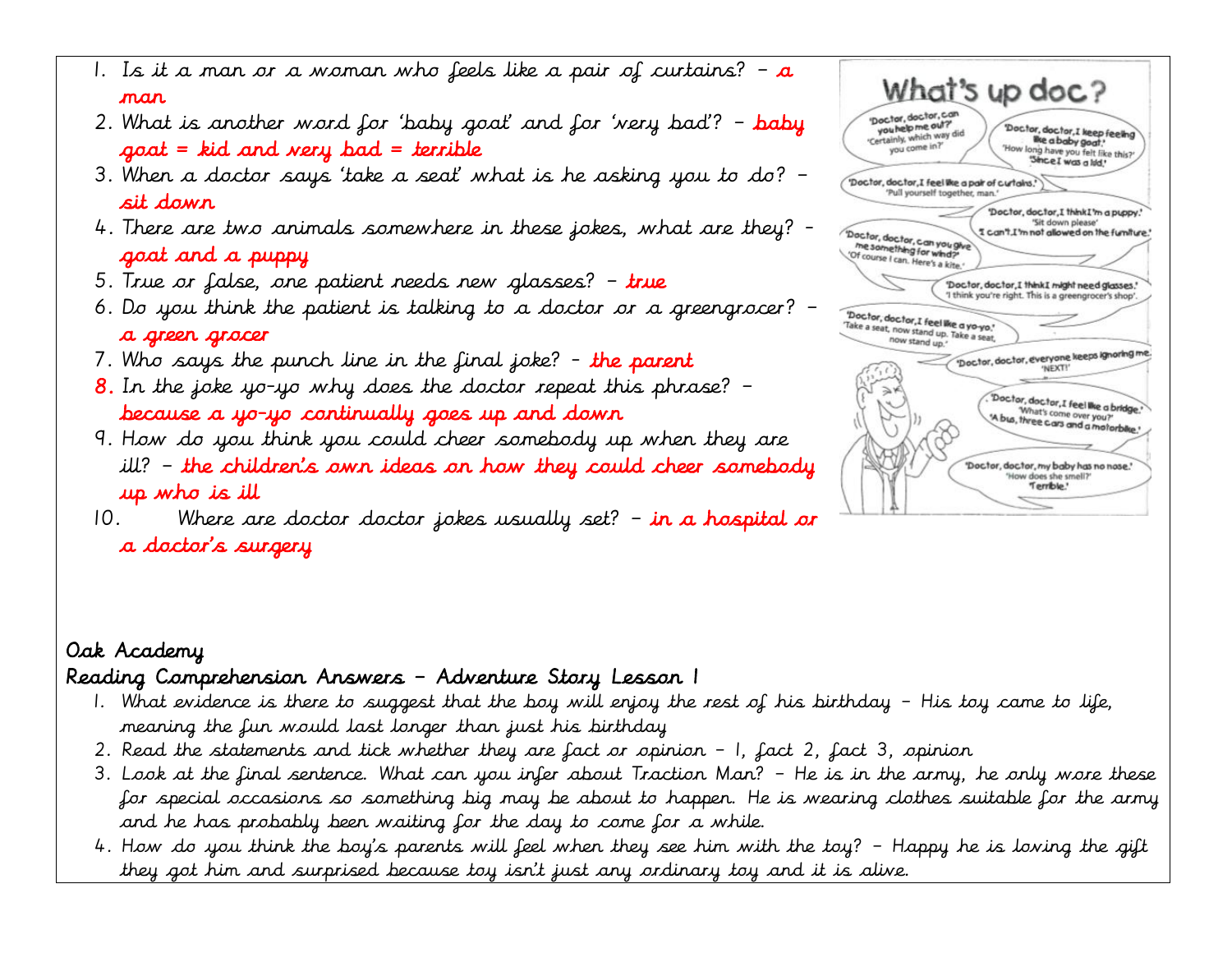1. Is it a man or a woman who feels like a pair of curtains? – a man
2. What is another word for 'baby goat' and for 'very bad'? – baby goat = kid and very bad = terrible
3. When a doctor says 'take a seat' what is he asking you to do? – sit down
4. There are two animals somewhere in these jokes, what are they? - goat and a puppy
5. True or false, one patient needs new glasses? – true
6. Do you think the patient is talking to a doctor or a greengrocer? – a green grocer
7. Who says the punch line in the final joke? – the parent
8. In the joke yo-yo why does the doctor repeat this phrase? – because a yo-yo continually goes up and down
9. How do you think you could cheer somebody up when they are ill? – the children's own ideas on how they could cheer somebody up who is ill
10. Where are doctor doctor jokes usually set? – in a hospital or a doctor's surgery

# What's up doc?

'Doctor, doctor, can you help me out?'
'Certainly, which way did you come in?'

'Doctor, doctor, I keep feeling like a baby goat.'
'How long have you felt like this?'
'Since I was a kid.'

'Doctor, doctor, I feel like a pair of curtains.'
'Pull yourself together, man.'

'Doctor, doctor, I think I'm a puppy.'
'Sit down please'
'I can't, I'm not allowed on the furniture.'

'Doctor, doctor, can you give me something for wind?'
'Of course I can. Here's a kite.'

'Doctor, doctor, I think I might need glasses.'
'I think you're right. This is a greengrocer's shop'.

'Doctor, doctor, I feel like a yo-yo.'
'Take a seat, now stand up. Take a seat, now stand up.'

'Doctor, doctor, everyone keeps ignoring me.'
'NEXT!'

'Doctor, doctor, I feel like a bridge.'
'What's come over you?'
'A bus, three cars and a motorbike.'

'Doctor, doctor, my baby has no nose.'
'How does she smell?'
'Terrible.'

## Oak Academy

## Reading Comprehension Answers – Adventure Story Lesson 1

1. What evidence is there to suggest that the boy will enjoy the rest of his birthday – His toy came to life, meaning the fun would last longer than just his birthday
2. Read the statements and tick whether they are fact or opinion – 1, fact 2, fact 3, opinion
3. Look at the final sentence. What can you infer about Traction Man? – He is in the army, he only wore these for special occasions so something big may be about to happen. He is wearing clothes suitable for the army and he has probably been waiting for the day to come for a while.
4. How do you think the boy's parents will feel when they see him with the toy? – Happy he is loving the gift they got him and surprised because toy isn't just any ordinary toy and it is alive.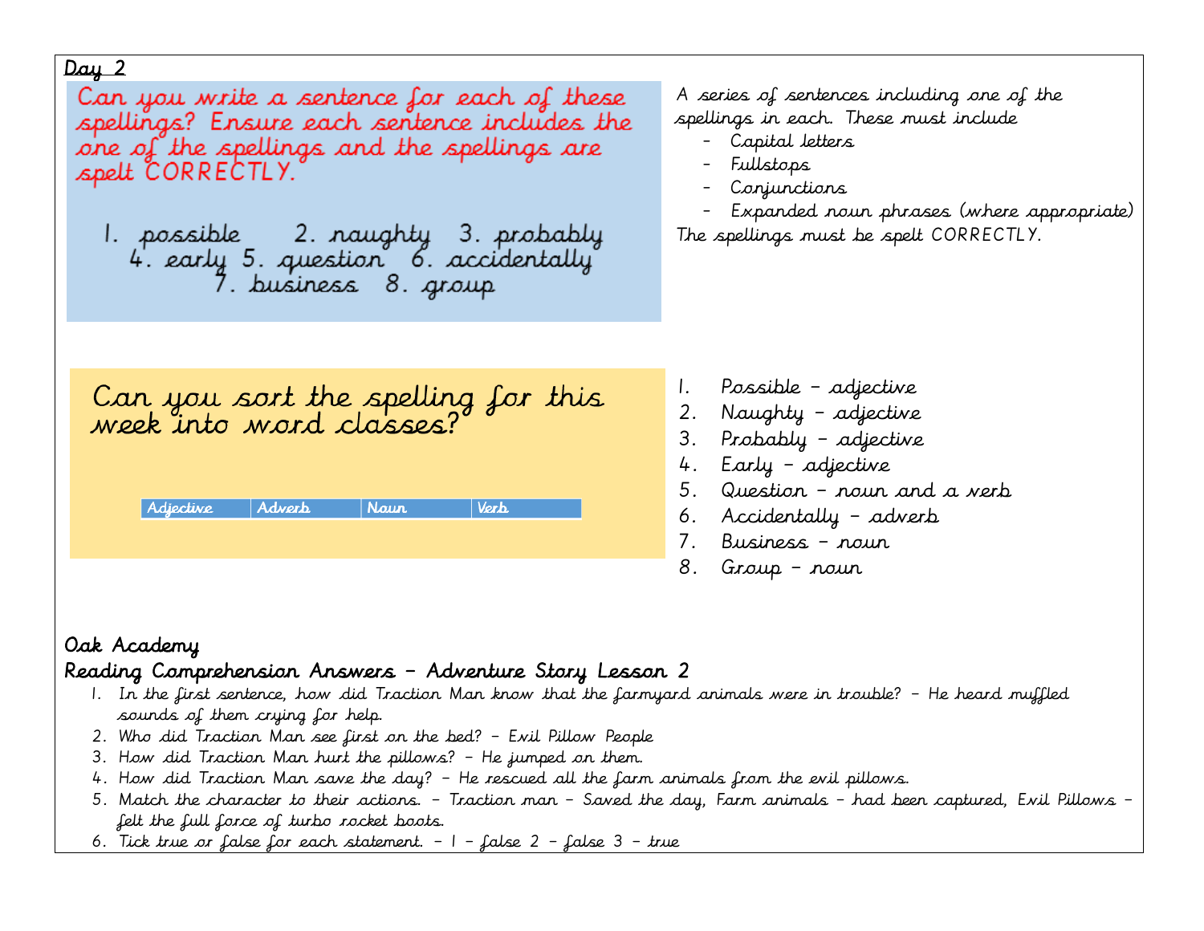Day 2

Can you write a sentence for each of these spellings? Ensure each sentence includes the one of the spellings and the spellings are spelt CORRECTLY.

1. possible 2. naughty 3. probably
4. early 5. question 6. accidentally
7. business 8. group

A series of sentences including one of the spellings in each. These must include

- Capital letters
- Fullstops
- Conjunctions
- Expanded noun phrases (where appropriate)

The spellings must be spelt CORRECTLY.

Can you sort the spelling for this week into word classes?

| Adjective | Adverb | Noun | Verb |
|---|---|---|---|

1. Possible – adjective
2. Naughty – adjective
3. Probably – adjective
4. Early – adjective
5. Question – noun and a verb
6. Accidentally – adverb
7. Business – noun
8. Group – noun

Oak Academy

Reading Comprehension Answers – Adventure Story Lesson 2

1. In the first sentence, how did Traction Man know that the farmyard animals were in trouble? – He heard muffled sounds of them crying for help.
2. Who did Traction Man see first on the bed? – Evil Pillow People
3. How did Traction Man hurt the pillows? – He jumped on them.
4. How did Traction Man save the day? – He rescued all the farm animals from the evil pillows.
5. Match the character to their actions. – Traction man – Saved the day, Farm animals – had been captured, Evil Pillows – felt the full force of turbo rocket boots.
6. Tick true or false for each statement. – 1 – false 2 – false 3 – true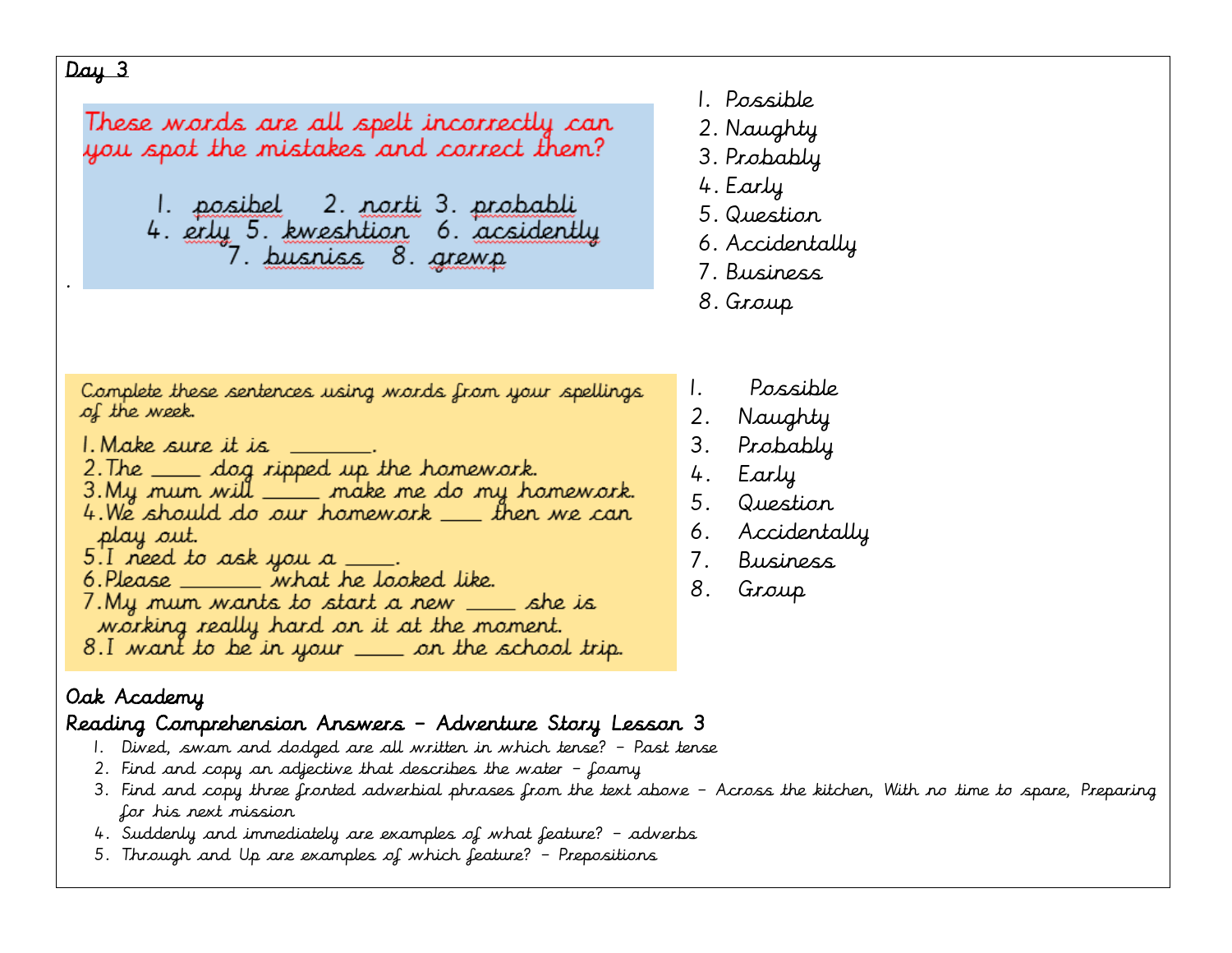## Day 3

These words are all spelt incorrectly can you spot the mistakes and correct them?

1. posibel 2. norti 3. probabli
4. erly 5. kweshtion 6. acsidently
7. busniss 8. grewp

.

1. Possible
2. Naughty
3. Probably
4. Early
5. Question
6. Accidentally
7. Business
8. Group

Complete these sentences using words from your spellings of the week.

1. Make sure it is \_\_\_\_\_\_\_.
2. The \_\_\_\_\_ dog ripped up the homework.
3. My mum will \_\_\_\_\_ make me do my homework.
4. We should do our homework \_\_\_\_ then we can play out.
5. I need to ask you a \_\_\_\_\_.
6. Please \_\_\_\_\_\_\_ what he looked like.
7. My mum wants to start a new \_\_\_\_\_ she is working really hard on it at the moment.
8. I want to be in your \_\_\_\_\_ on the school trip.

1. Possible
2. Naughty
3. Probably
4. Early
5. Question
6. Accidentally
7. Business
8. Group

## Oak Academy

## Reading Comprehension Answers – Adventure Story Lesson 3

1. Dived, swam and dodged are all written in which tense? – Past tense
2. Find and copy an adjective that describes the water – foamy
3. Find and copy three fronted adverbial phrases from the text above – Across the kitchen, With no time to spare, Preparing for his next mission
4. Suddenly and immediately are examples of what feature? – adverbs
5. Through and Up are examples of which feature? – Prepositions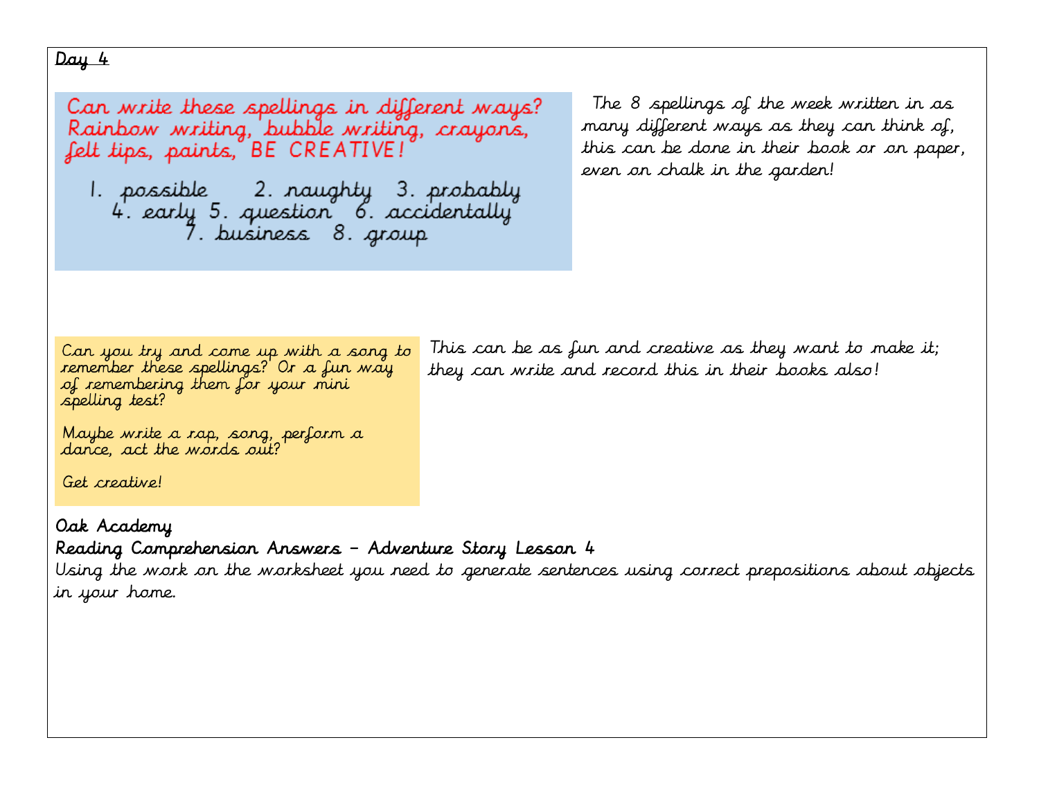## Day 4

Can write these spellings in different ways? Rainbow writing, bubble writing, crayons, felt tips, paints, BE CREATIVE!

1. possible 2. naughty 3. probably
4. early 5. question 6. accidentally
7. business 8. group

The 8 spellings of the week written in as many different ways as they can think of, this can be done in their book or on paper, even on chalk in the garden!

Can you try and come up with a song to remember these spellings? Or a fun way of remembering them for your mini spelling test?

Maybe write a rap, song, perform a dance, act the words out?

Get creative!

This can be as fun and creative as they want to make it; they can write and record this in their books also!

**Oak Academy**

**Reading Comprehension Answers – Adventure Story Lesson 4**

Using the work on the worksheet you need to generate sentences using correct prepositions about objects in your home.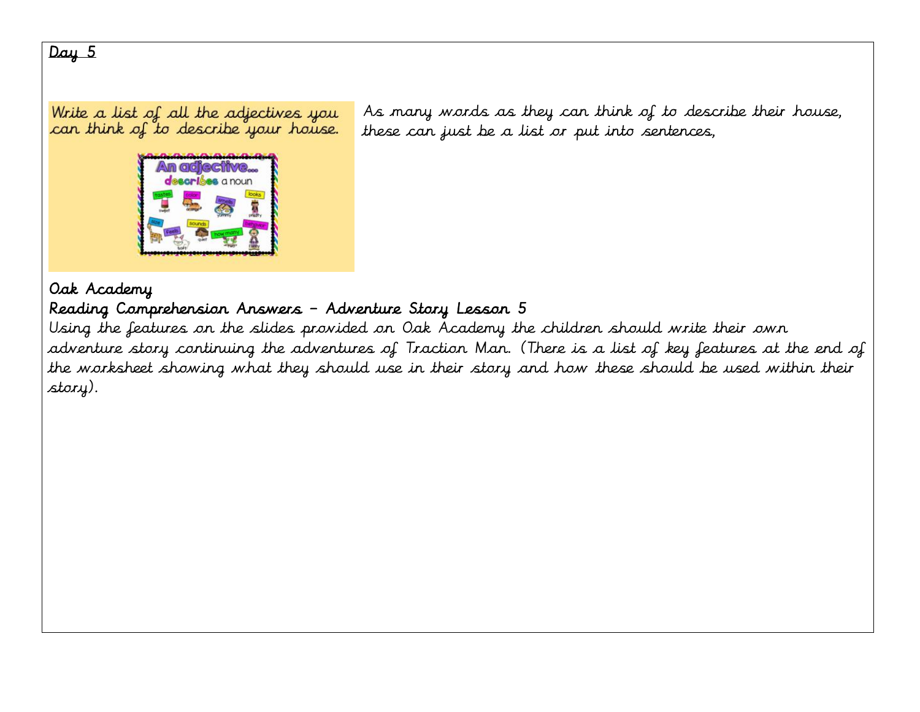Day 5

Write a list of all the adjectives you can think of to describe your house.

As many words as they can think of to describe their house, these can just be a list or put into sentences,

**Oak Academy**

**Reading Comprehension Answers – Adventure Story Lesson 5**

Using the features on the slides provided on Oak Academy the children should write their own adventure story continuing the adventures of Traction Man. (There is a list of key features at the end of the worksheet showing what they should use in their story and how these should be used within their story).